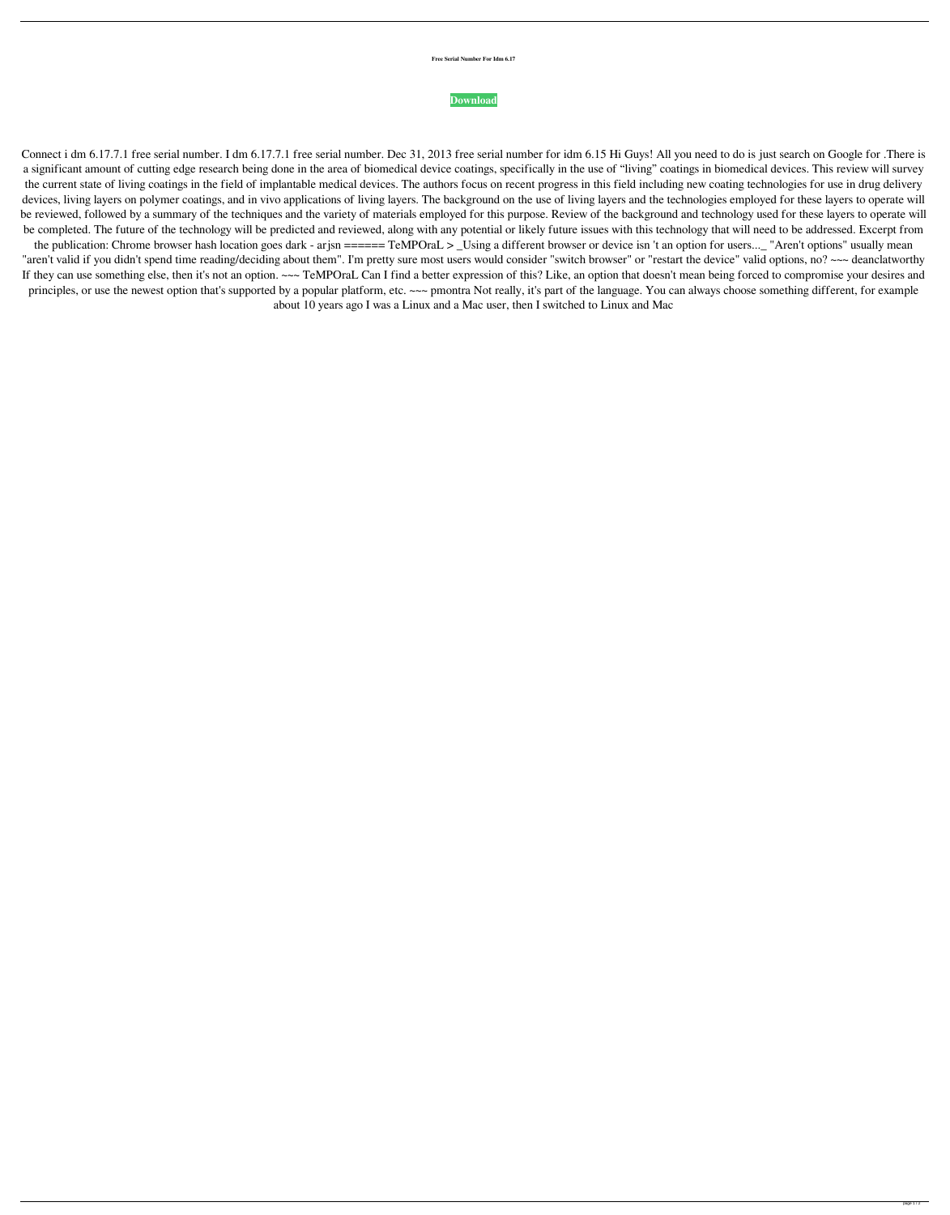**Free Serial Number For Idm 6.17**

**Download**

Connect i dm 6.17.7.1 free serial number. I dm 6.17.7.1 free serial number. Dec 31, 2013 free serial number for idm 6.15 Hi Guys! All you need to do is just search on Google for .There is a significant amount of cutting edge research being done in the area of biomedical device coatings, specifically in the use of “living” coatings in biomedical devices. This review will survey the current state of living coatings in the field of implantable medical devices. The authors focus on recent progress in this field including new coating technologies for use in drug delivery devices, living layers on polymer coatings, and in vivo applications of living layers. The background on the use of living layers and the technologies employed for these layers to operate will be reviewed, followed by a summary of the techniques and the variety of materials employed for this purpose. Review of the background and technology used for these layers to operate will be completed. The future of the technology will be predicted and reviewed, along with any potential or likely future issues with this technology that will need to be addressed. Excerpt from the publication: Chrome browser hash location goes dark - arjsn ====== TeMPOraL > _Using a different browser or device isn 't an option for users..._ "Aren't options" usually mean "aren't valid if you didn't spend time reading/deciding about them". I'm pretty sure most users would consider "switch browser" or "restart the device" valid options, no? ~~~ deanclatworthy If they can use something else, then it's not an option. ~~~ TeMPOraL Can I find a better expression of this? Like, an option that doesn't mean being forced to compromise your desires and principles, or use the newest option that's supported by a popular platform, etc. ~~~ pmontra Not really, it's part of the language. You can always choose something different, for example about 10 years ago I was a Linux and a Mac user, then I switched to Linux and Mac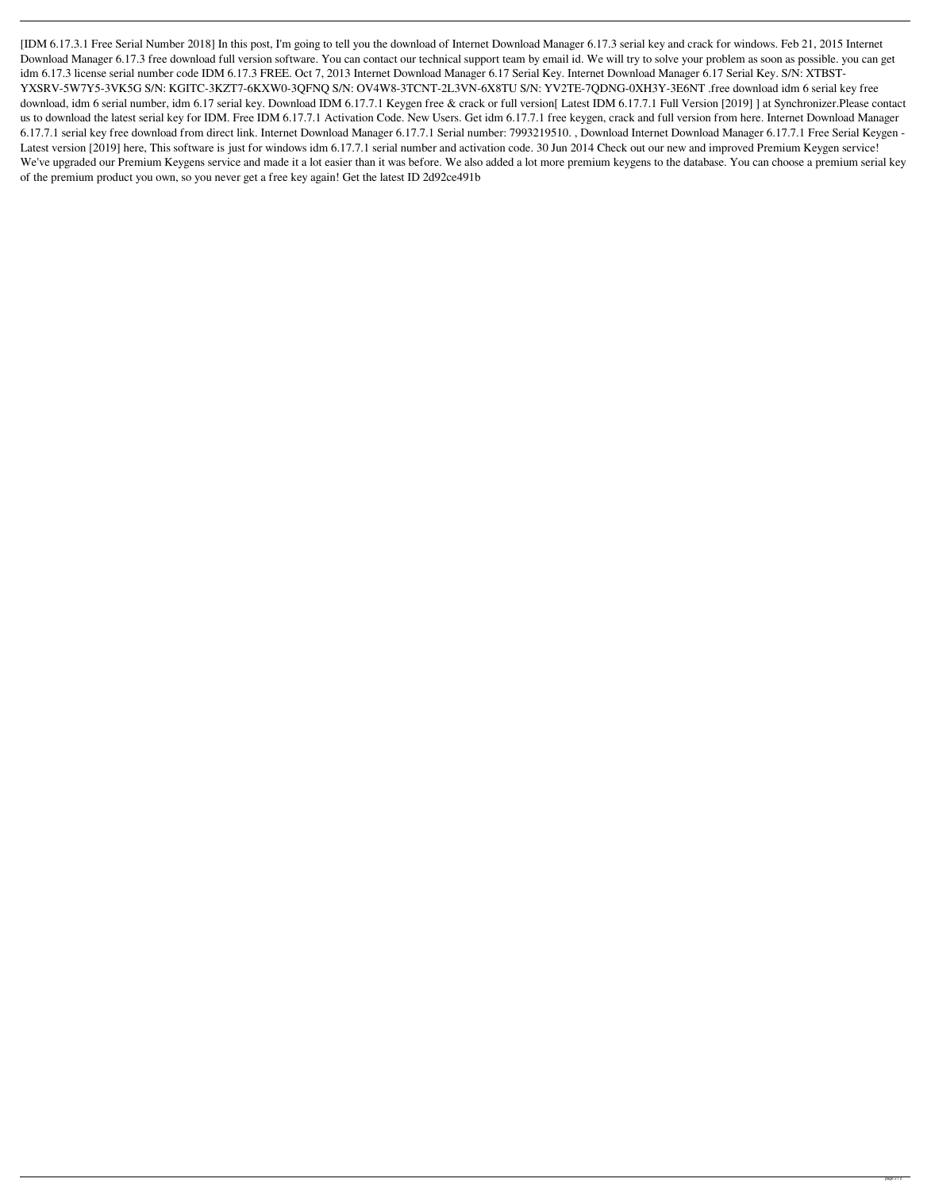[IDM 6.17.3.1 Free Serial Number 2018] In this post, I'm going to tell you the download of Internet Download Manager 6.17.3 serial key and crack for windows. Feb 21, 2015 Internet Download Manager 6.17.3 free download full version software. You can contact our technical support team by email id. We will try to solve your problem as soon as possible. you can get idm 6.17.3 license serial number code IDM 6.17.3 FREE. Oct 7, 2013 Internet Download Manager 6.17 Serial Key. Internet Download Manager 6.17 Serial Key. S/N: XTBST-YXSRV-5W7Y5-3VK5G S/N: KGITC-3KZT7-6KXW0-3QFNQ S/N: OV4W8-3TCNT-2L3VN-6X8TU S/N: YV2TE-7QDNG-0XH3Y-3E6NT .free download idm 6 serial key free download, idm 6 serial number, idm 6.17 serial key. Download IDM 6.17.7.1 Keygen free & crack or full version[ Latest IDM 6.17.7.1 Full Version [2019] ] at Synchronizer.Please contact us to download the latest serial key for IDM. Free IDM 6.17.7.1 Activation Code. New Users. Get idm 6.17.7.1 free keygen, crack and full version from here. Internet Download Manager 6.17.7.1 serial key free download from direct link. Internet Download Manager 6.17.7.1 Serial number: 7993219510. , Download Internet Download Manager 6.17.7.1 Free Serial Keygen - Latest version [2019] here, This software is just for windows idm 6.17.7.1 serial number and activation code. 30 Jun 2014 Check out our new and improved Premium Keygen service! We've upgraded our Premium Keygens service and made it a lot easier than it was before. We also added a lot more premium keygens to the database. You can choose a premium serial key of the premium product you own, so you never get a free key again! Get the latest ID 2d92ce491b